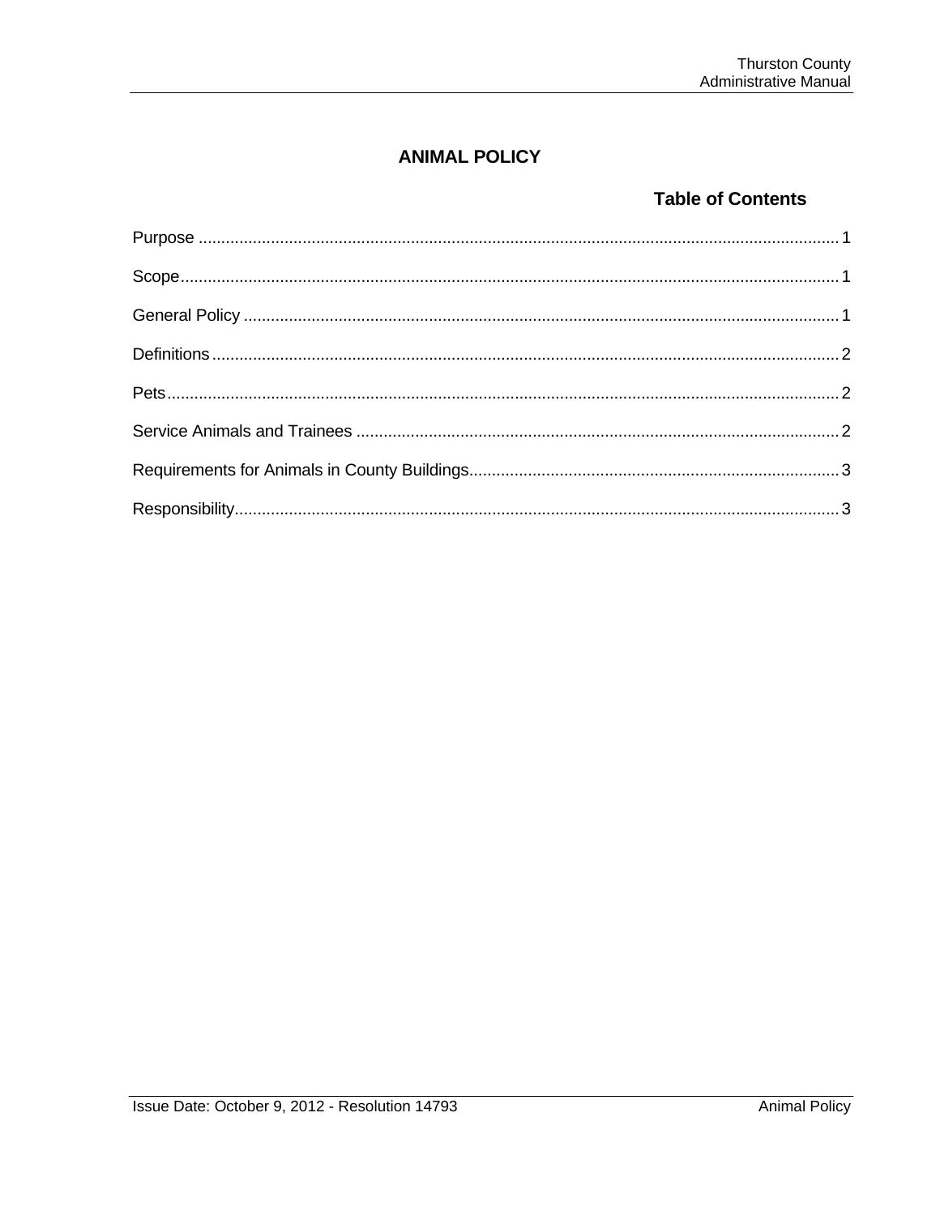# ANIMAL POLICY

## Table of Contents

Purpose ............................................................................................................................ 1

Scope................................................................................................................................ 1

General Policy .................................................................................................................. 1

Definitions ......................................................................................................................... 2

Pets................................................................................................................................... 2

Service Animals and Trainees .......................................................................................... 2

Requirements for Animals in County Buildings................................................................. 3

Responsibility.................................................................................................................... 3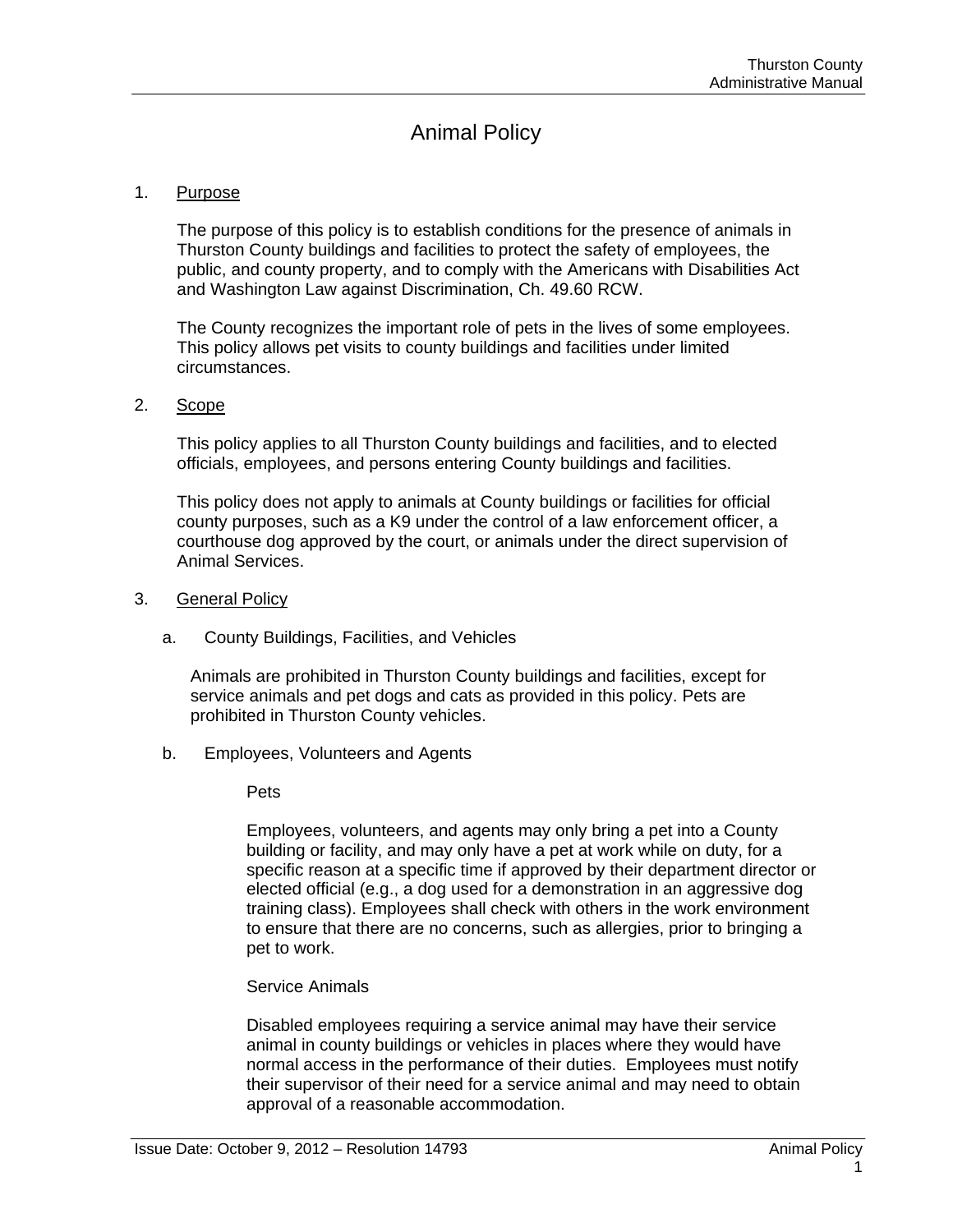# Animal Policy

1. Purpose

   The purpose of this policy is to establish conditions for the presence of animals in Thurston County buildings and facilities to protect the safety of employees, the public, and county property, and to comply with the Americans with Disabilities Act and Washington Law against Discrimination, Ch. 49.60 RCW.

   The County recognizes the important role of pets in the lives of some employees. This policy allows pet visits to county buildings and facilities under limited circumstances.

2. Scope

   This policy applies to all Thurston County buildings and facilities, and to elected officials, employees, and persons entering County buildings and facilities.

   This policy does not apply to animals at County buildings or facilities for official county purposes, such as a K9 under the control of a law enforcement officer, a courthouse dog approved by the court, or animals under the direct supervision of Animal Services.

3. General Policy

   a. County Buildings, Facilities, and Vehicles

      Animals are prohibited in Thurston County buildings and facilities, except for service animals and pet dogs and cats as provided in this policy. Pets are prohibited in Thurston County vehicles.

   b. Employees, Volunteers and Agents

      Pets

      Employees, volunteers, and agents may only bring a pet into a County building or facility, and may only have a pet at work while on duty, for a specific reason at a specific time if approved by their department director or elected official (e.g., a dog used for a demonstration in an aggressive dog training class). Employees shall check with others in the work environment to ensure that there are no concerns, such as allergies, prior to bringing a pet to work.

      Service Animals

      Disabled employees requiring a service animal may have their service animal in county buildings or vehicles in places where they would have normal access in the performance of their duties. Employees must notify their supervisor of their need for a service animal and may need to obtain approval of a reasonable accommodation.

Issue Date: October 9, 2012 – Resolution 14793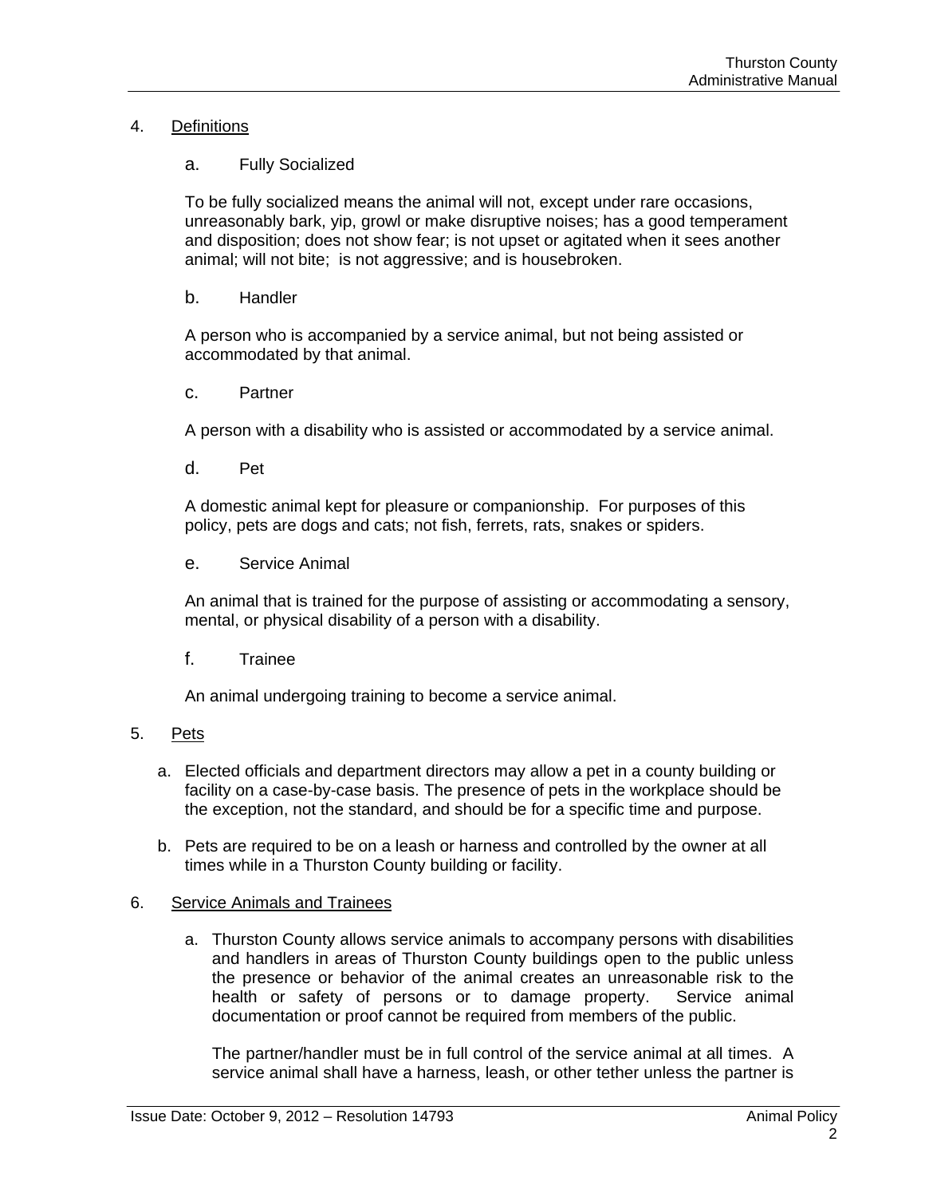## 4. Definitions

### a. Fully Socialized

To be fully socialized means the animal will not, except under rare occasions, unreasonably bark, yip, growl or make disruptive noises; has a good temperament and disposition; does not show fear; is not upset or agitated when it sees another animal; will not bite; is not aggressive; and is housebroken.

### b. Handler

A person who is accompanied by a service animal, but not being assisted or accommodated by that animal.

### c. Partner

A person with a disability who is assisted or accommodated by a service animal.

### d. Pet

A domestic animal kept for pleasure or companionship. For purposes of this policy, pets are dogs and cats; not fish, ferrets, rats, snakes or spiders.

### e. Service Animal

An animal that is trained for the purpose of assisting or accommodating a sensory, mental, or physical disability of a person with a disability.

### f. Trainee

An animal undergoing training to become a service animal.

## 5. Pets

a. Elected officials and department directors may allow a pet in a county building or facility on a case-by-case basis. The presence of pets in the workplace should be the exception, not the standard, and should be for a specific time and purpose.

b. Pets are required to be on a leash or harness and controlled by the owner at all times while in a Thurston County building or facility.

## 6. Service Animals and Trainees

a. Thurston County allows service animals to accompany persons with disabilities and handlers in areas of Thurston County buildings open to the public unless the presence or behavior of the animal creates an unreasonable risk to the health or safety of persons or to damage property. Service animal documentation or proof cannot be required from members of the public.

   The partner/handler must be in full control of the service animal at all times. A service animal shall have a harness, leash, or other tether unless the partner is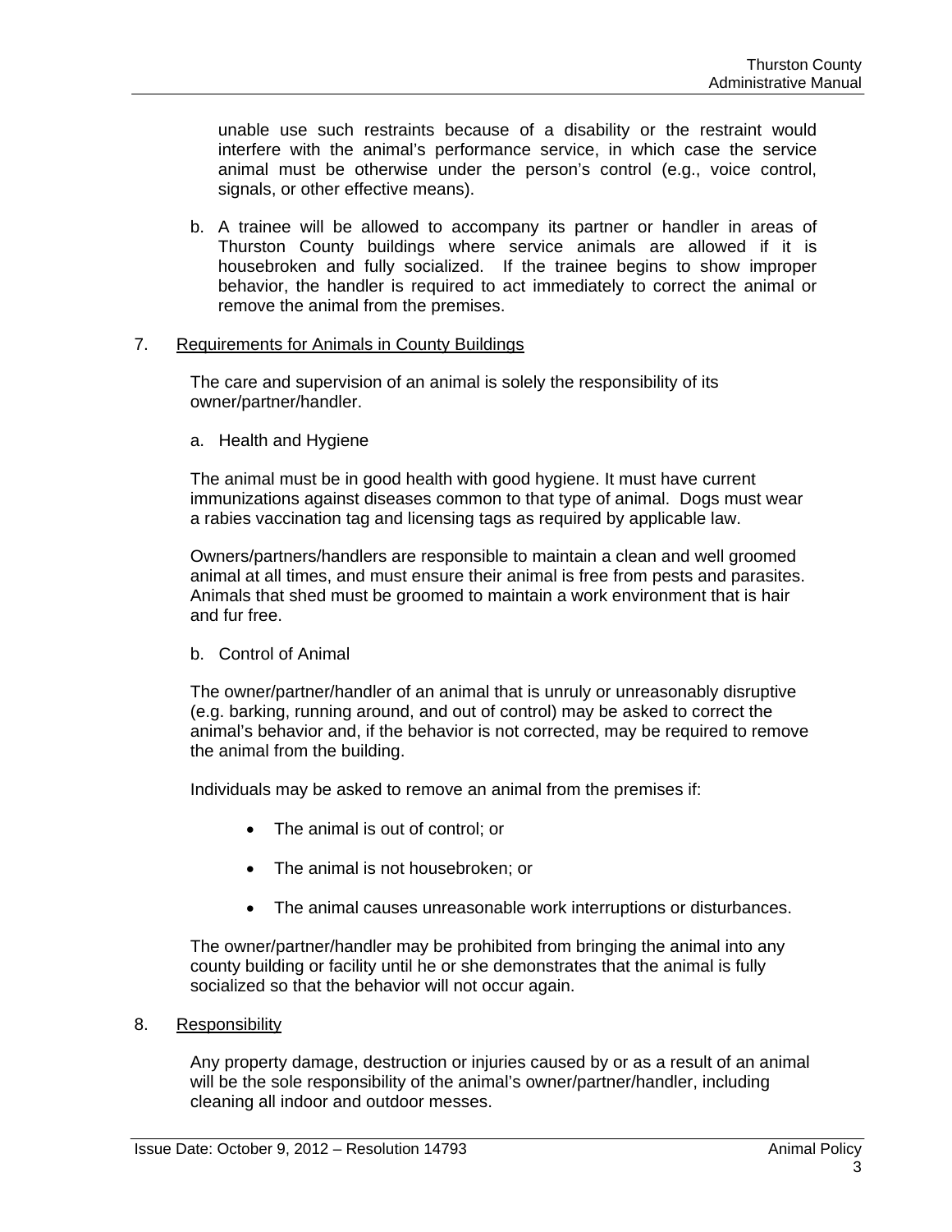unable use such restraints because of a disability or the restraint would interfere with the animal's performance service, in which case the service animal must be otherwise under the person's control (e.g., voice control, signals, or other effective means).

b. A trainee will be allowed to accompany its partner or handler in areas of Thurston County buildings where service animals are allowed if it is housebroken and fully socialized. If the trainee begins to show improper behavior, the handler is required to act immediately to correct the animal or remove the animal from the premises.

7. Requirements for Animals in County Buildings

The care and supervision of an animal is solely the responsibility of its owner/partner/handler.

a. Health and Hygiene

The animal must be in good health with good hygiene. It must have current immunizations against diseases common to that type of animal. Dogs must wear a rabies vaccination tag and licensing tags as required by applicable law.

Owners/partners/handlers are responsible to maintain a clean and well groomed animal at all times, and must ensure their animal is free from pests and parasites. Animals that shed must be groomed to maintain a work environment that is hair and fur free.

b. Control of Animal

The owner/partner/handler of an animal that is unruly or unreasonably disruptive (e.g. barking, running around, and out of control) may be asked to correct the animal's behavior and, if the behavior is not corrected, may be required to remove the animal from the building.

Individuals may be asked to remove an animal from the premises if:

- The animal is out of control; or
- The animal is not housebroken; or
- The animal causes unreasonable work interruptions or disturbances.

The owner/partner/handler may be prohibited from bringing the animal into any county building or facility until he or she demonstrates that the animal is fully socialized so that the behavior will not occur again.

8. Responsibility

Any property damage, destruction or injuries caused by or as a result of an animal will be the sole responsibility of the animal's owner/partner/handler, including cleaning all indoor and outdoor messes.